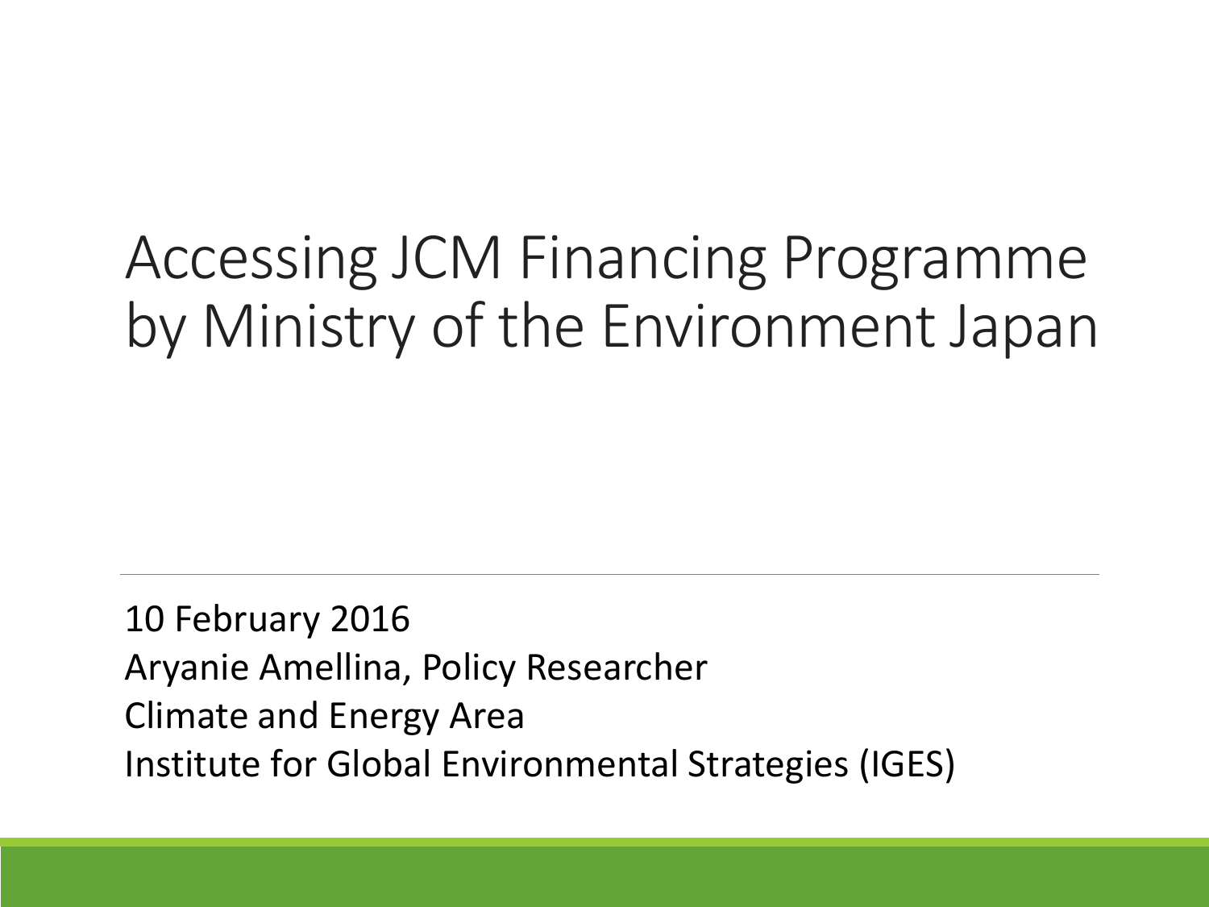# Accessing JCM Financing Programme by Ministry of the Environment Japan

10 February 2016

Aryanie Amellina, Policy Researcher

Climate and Energy Area

Institute for Global Environmental Strategies (IGES)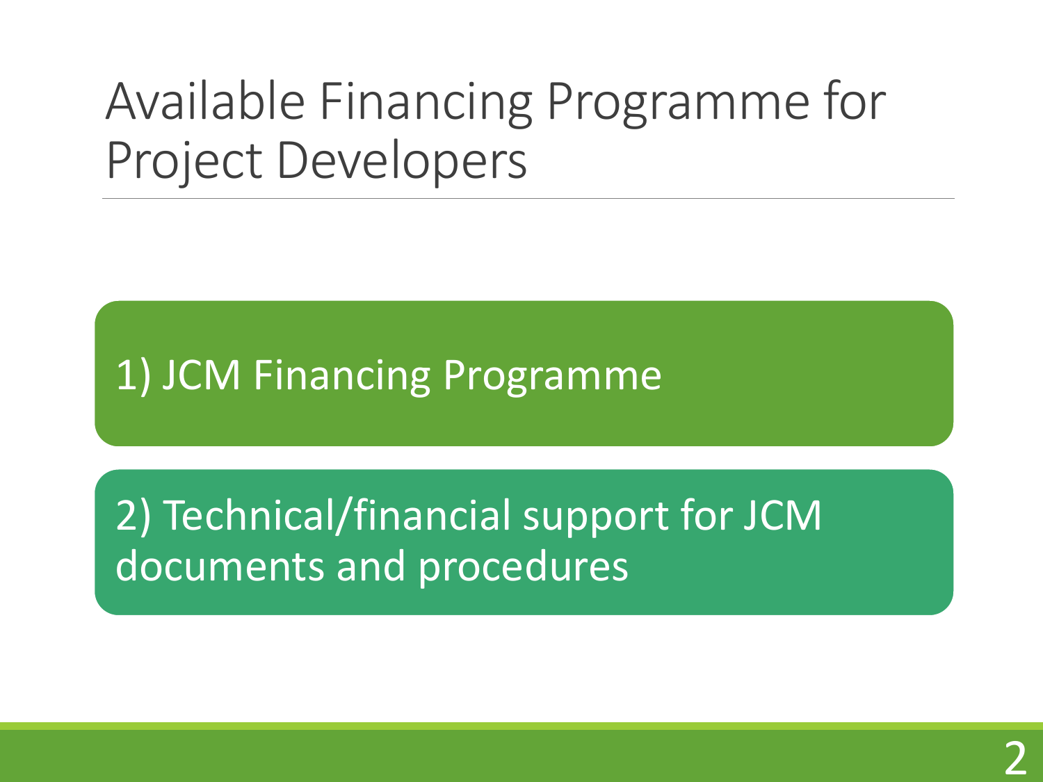# Available Financing Programme for Project Developers

1) JCM Financing Programme

2) Technical/financial support for JCM documents and procedures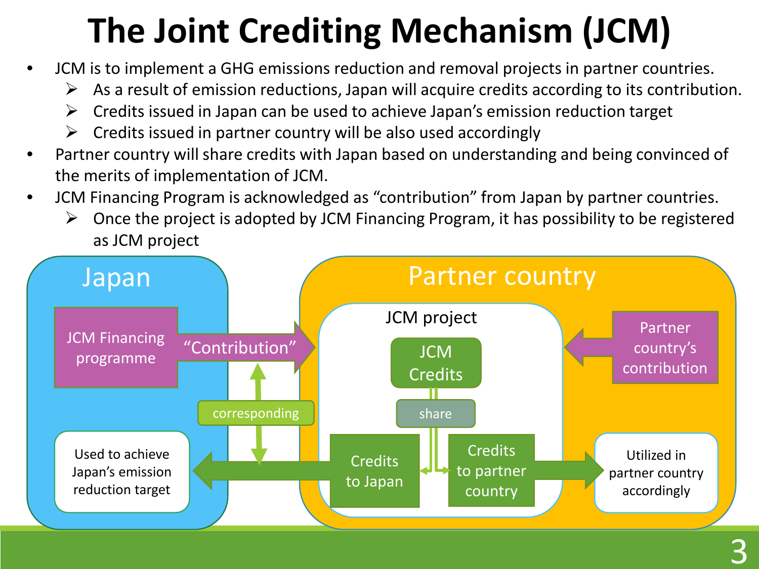# The Joint Crediting Mechanism (JCM)

- JCM is to implement a GHG emissions reduction and removal projects in partner countries.
  - As a result of emission reductions, Japan will acquire credits according to its contribution.
  - Credits issued in Japan can be used to achieve Japan's emission reduction target
  - Credits issued in partner country will be also used accordingly
- Partner country will share credits with Japan based on understanding and being convinced of the merits of implementation of JCM.
- JCM Financing Program is acknowledged as "contribution" from Japan by partner countries.
  - Once the project is adopted by JCM Financing Program, it has possibility to be registered as JCM project

Japan

JCM Financing programme

"Contribution"

corresponding

Used to achieve Japan's emission reduction target

Partner country

JCM project

JCM Credits

share

Credits to Japan

Credits to partner country

Partner country's contribution

Utilized in partner country accordingly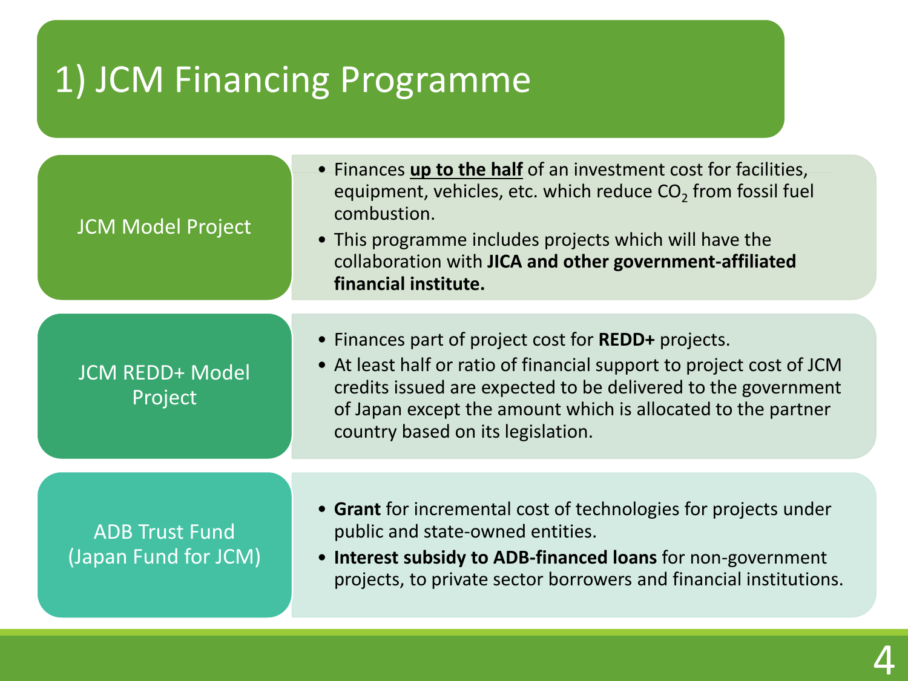# 1) JCM Financing Programme

| | |
|---|---|
| JCM Model Project | • Finances **up to the half** of an investment cost for facilities, equipment, vehicles, etc. which reduce $CO_2$ from fossil fuel combustion.<br>• This programme includes projects which will have the collaboration with **JICA and other government-affiliated financial institute.** |
| JCM REDD+ Model Project | • Finances part of project cost for **REDD+** projects.<br>• At least half or ratio of financial support to project cost of JCM credits issued are expected to be delivered to the government of Japan except the amount which is allocated to the partner country based on its legislation. |
| ADB Trust Fund (Japan Fund for JCM) | • **Grant** for incremental cost of technologies for projects under public and state-owned entities.<br>• **Interest subsidy to ADB-financed loans** for non-government projects, to private sector borrowers and financial institutions. |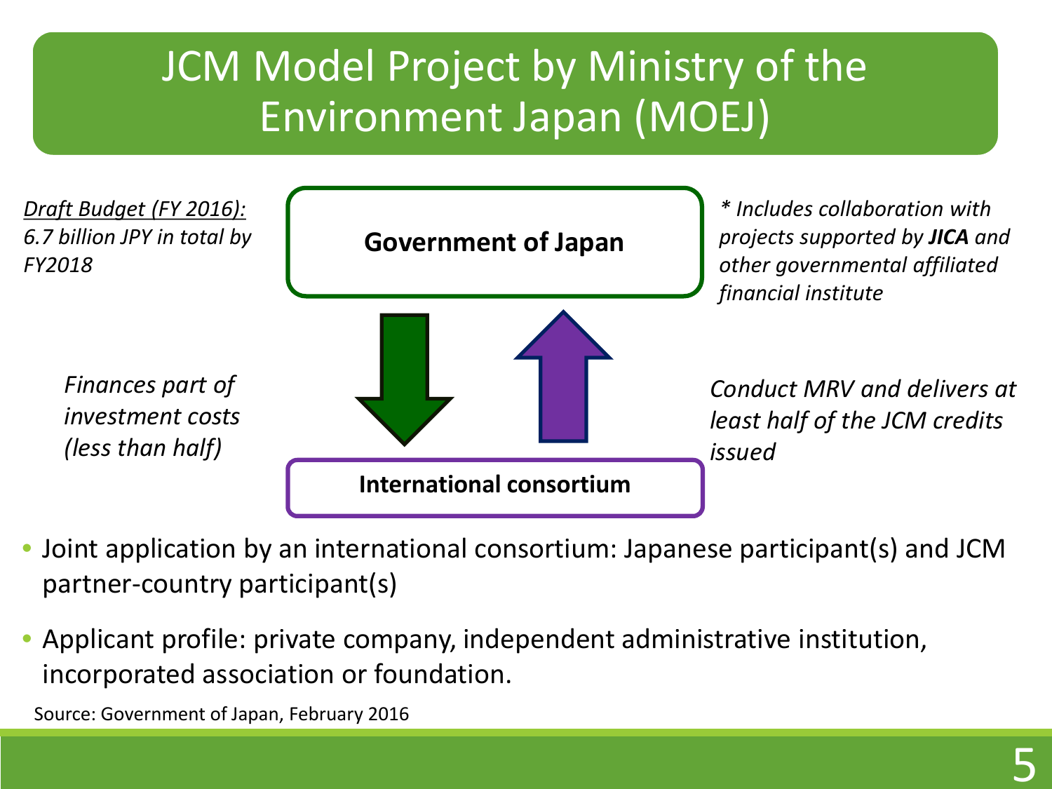# JCM Model Project by Ministry of the Environment Japan (MOEJ)

*<u>Draft Budget (FY 2016):</u>*
*6.7 billion JPY in total by FY2018*

**Government of Japan**

*\* Includes collaboration with projects supported by **JICA** and other governmental affiliated financial institute*

*Finances part of investment costs (less than half)*

*Conduct MRV and delivers at least half of the JCM credits issued*

**International consortium**

- Joint application by an international consortium: Japanese participant(s) and JCM partner-country participant(s)
- Applicant profile: private company, independent administrative institution, incorporated association or foundation.

Source: Government of Japan, February 2016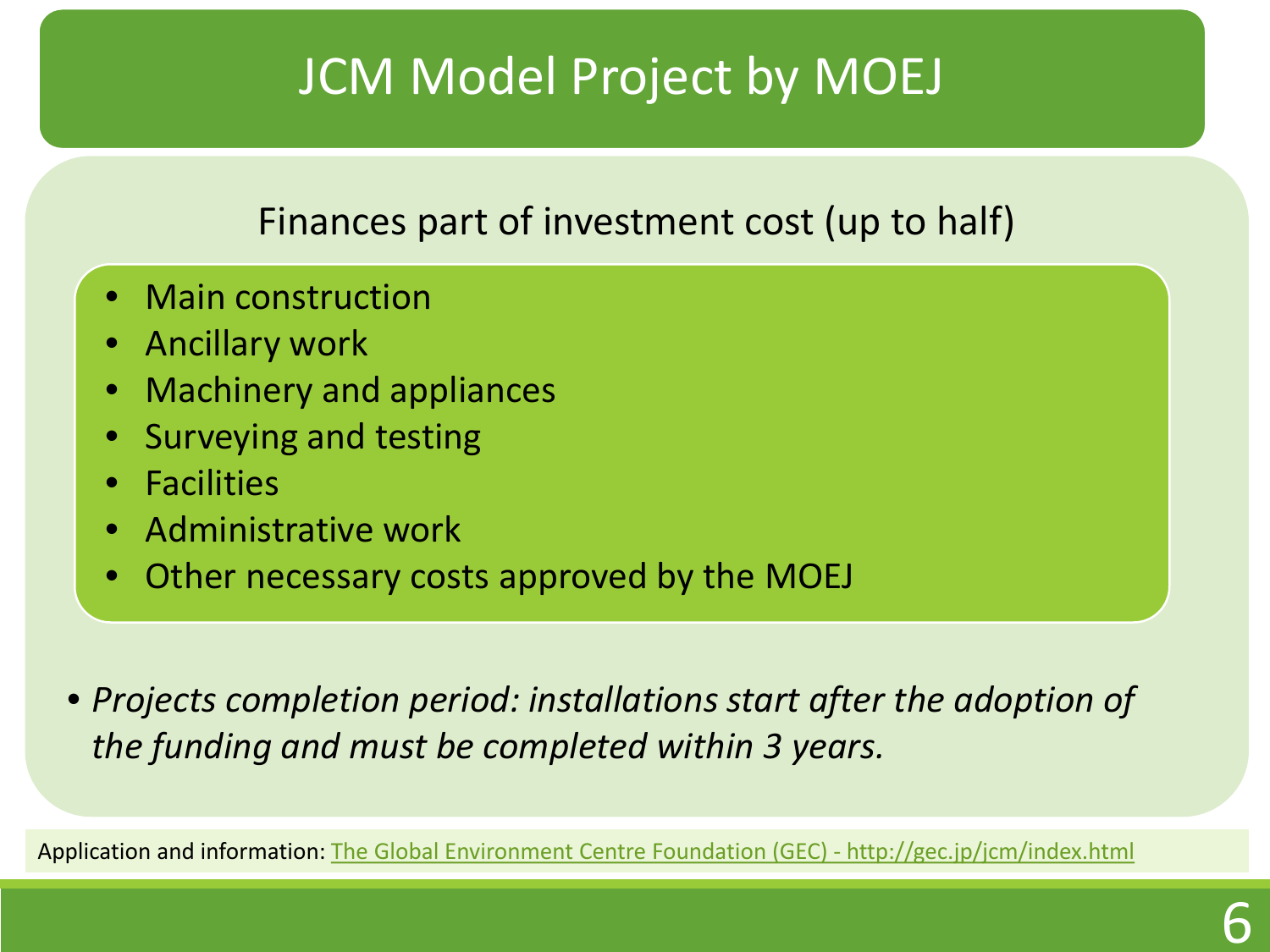# JCM Model Project by MOEJ

Finances part of investment cost (up to half)

- Main construction
- Ancillary work
- Machinery and appliances
- Surveying and testing
- Facilities
- Administrative work
- Other necessary costs approved by the MOEJ

- *Projects completion period: installations start after the adoption of the funding and must be completed within 3 years.*

Application and information: [The Global Environment Centre Foundation (GEC) - http://gec.jp/jcm/index.html](http://gec.jp/jcm/index.html)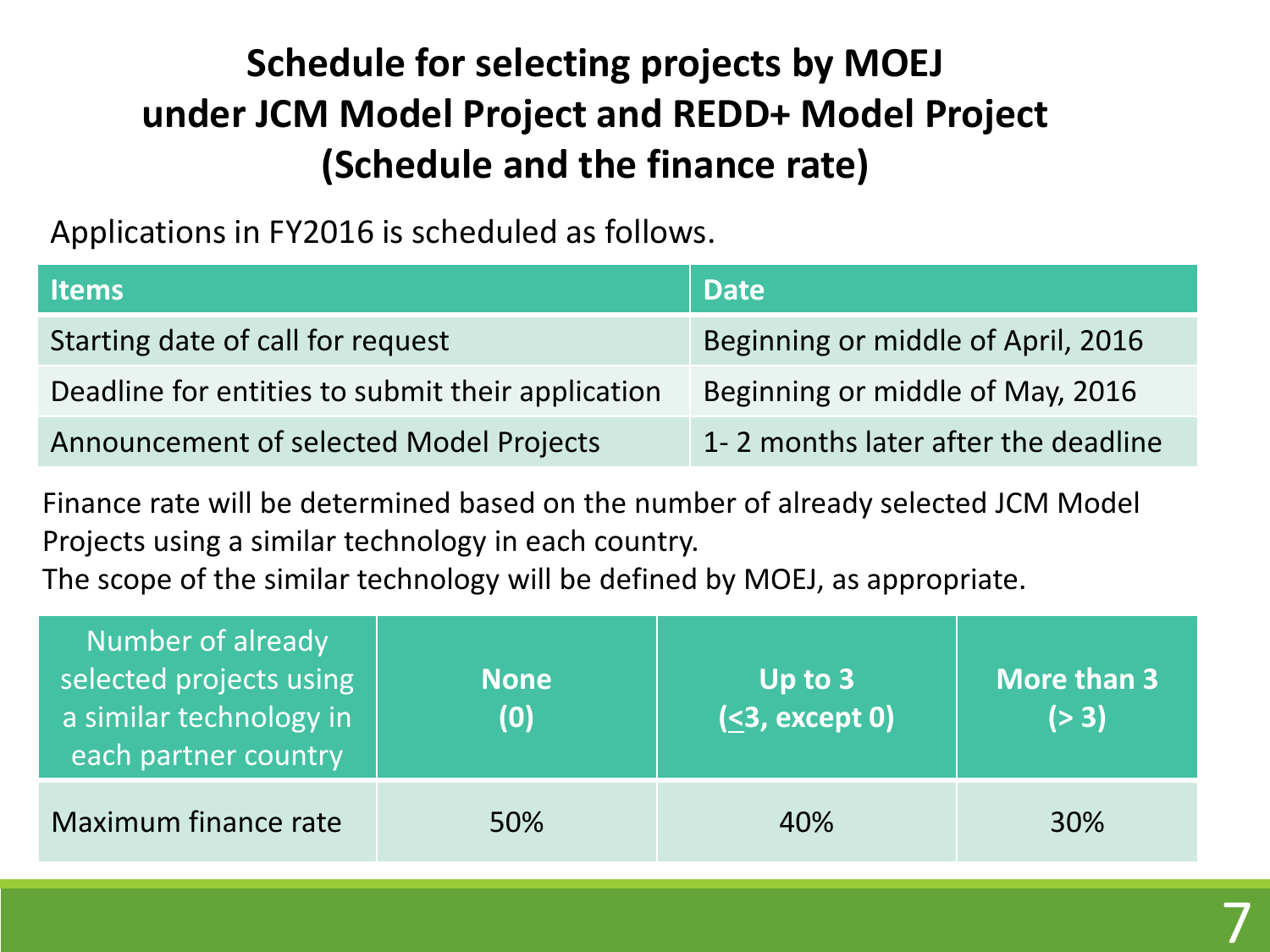# Schedule for selecting projects by MOEJ under JCM Model Project and REDD+ Model Project (Schedule and the finance rate)

Applications in FY2016 is scheduled as follows.

| Items | Date |
|---|---|
| Starting date of call for request | Beginning or middle of April, 2016 |
| Deadline for entities to submit their application | Beginning or middle of May, 2016 |
| Announcement of selected Model Projects | 1- 2 months later after the deadline |

Finance rate will be determined based on the number of already selected JCM Model Projects using a similar technology in each country.
The scope of the similar technology will be defined by MOEJ, as appropriate.

| Number of already selected projects using a similar technology in each partner country | **None (0)** | **Up to 3 ($\leq$3, except 0)** | **More than 3 (> 3)** |
|---|---|---|---|
| Maximum finance rate | 50% | 40% | 30% |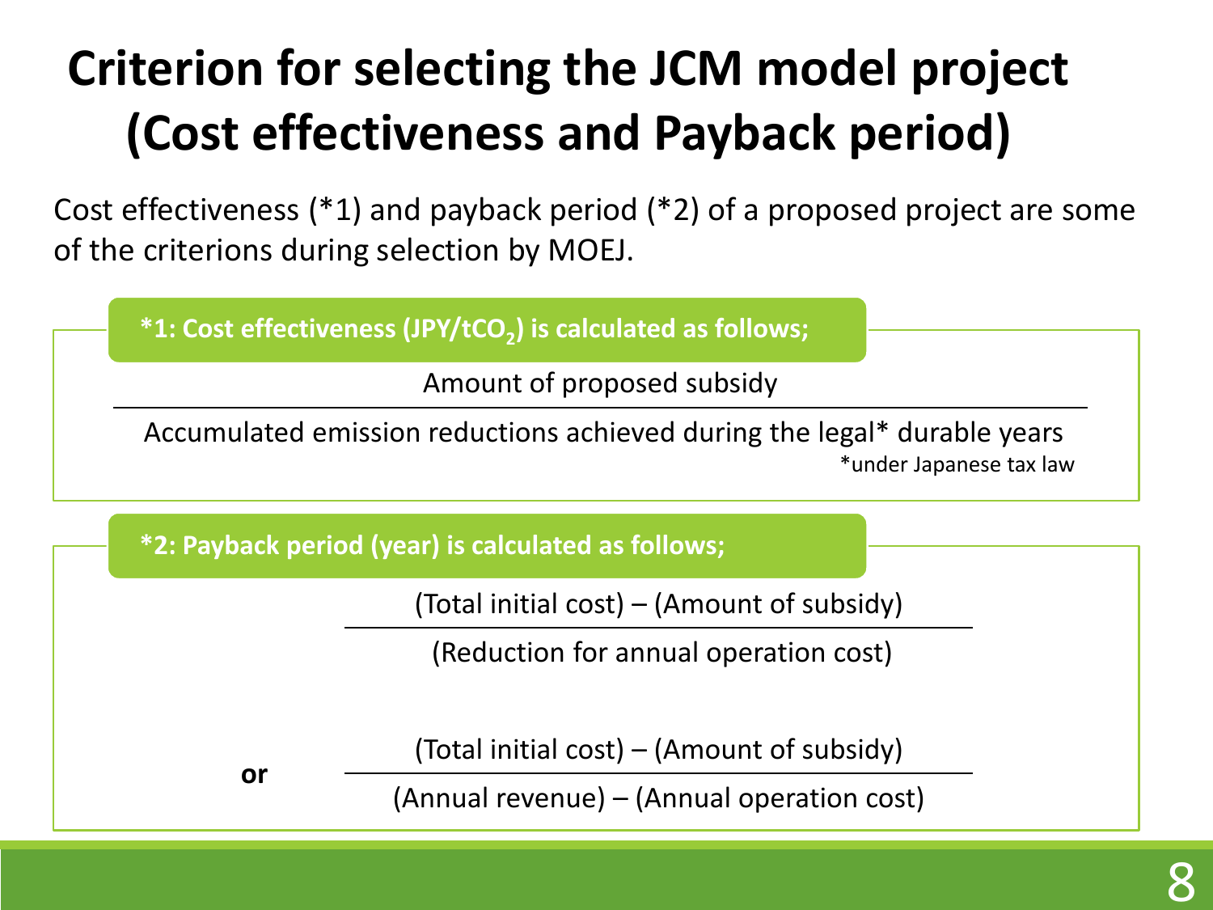# Criterion for selecting the JCM model project (Cost effectiveness and Payback period)

Cost effectiveness (*1) and payback period (*2) of a proposed project are some of the criterions during selection by MOEJ.

**\*1: Cost effectiveness (JPY/t$CO_2$) is calculated as follows;**

$$\frac{\text{Amount of proposed subsidy}}{\text{Accumulated emission reductions achieved during the legal* durable years}}$$

*under Japanese tax law

**\*2: Payback period (year) is calculated as follows;**

$$\frac{\text{(Total initial cost)} - \text{(Amount of subsidy)}}{\text{(Reduction for annual operation cost)}}$$

**or**

$$\frac{\text{(Total initial cost)} - \text{(Amount of subsidy)}}{\text{(Annual revenue)} - \text{(Annual operation cost)}}$$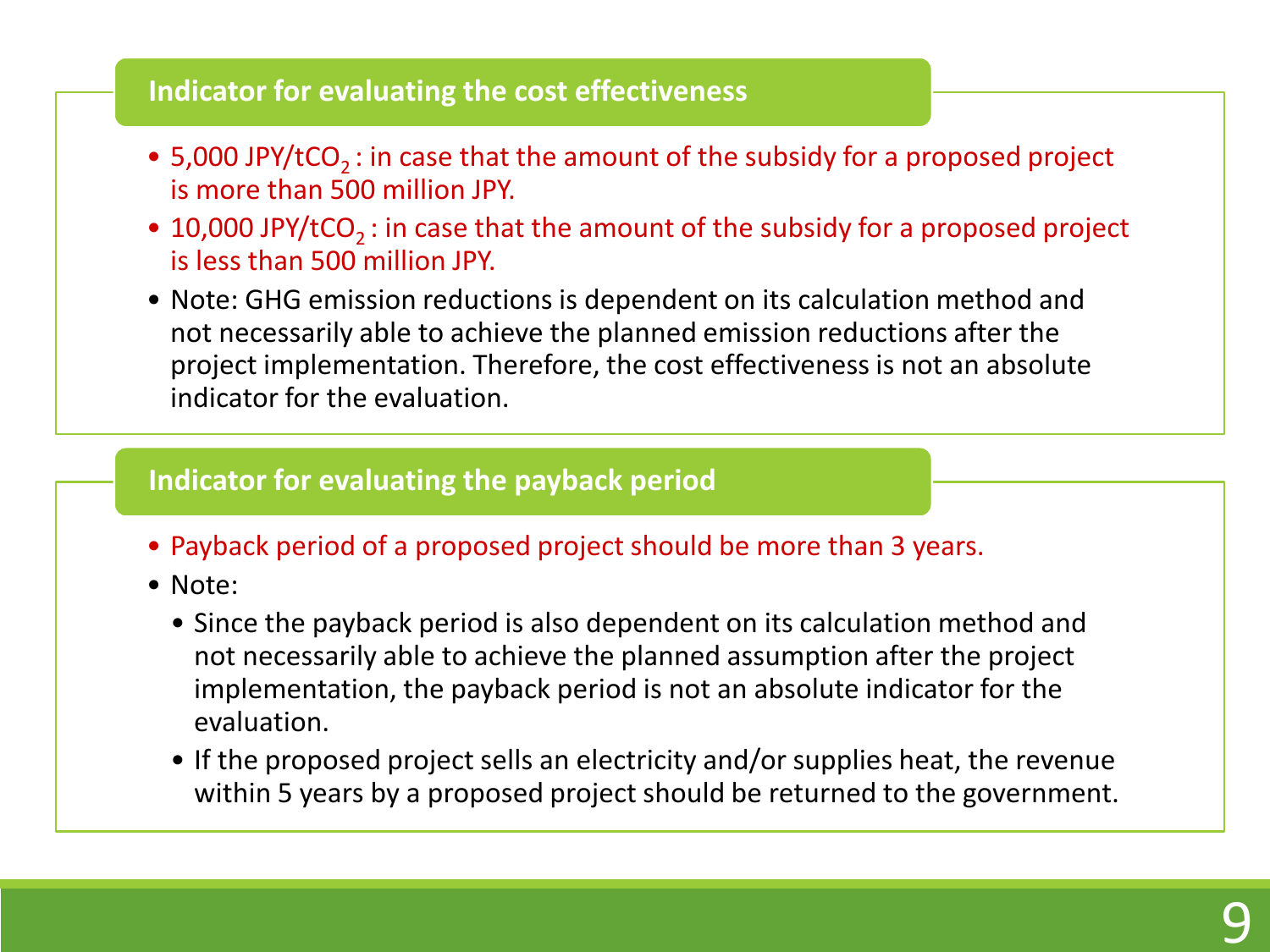## Indicator for evaluating the cost effectiveness

- 5,000 JPY/t$CO_2$ : in case that the amount of the subsidy for a proposed project is more than 500 million JPY.
- 10,000 JPY/t$CO_2$ : in case that the amount of the subsidy for a proposed project is less than 500 million JPY.
- Note: GHG emission reductions is dependent on its calculation method and not necessarily able to achieve the planned emission reductions after the project implementation. Therefore, the cost effectiveness is not an absolute indicator for the evaluation.

## Indicator for evaluating the payback period

- Payback period of a proposed project should be more than 3 years.
- Note:
  - Since the payback period is also dependent on its calculation method and not necessarily able to achieve the planned assumption after the project implementation, the payback period is not an absolute indicator for the evaluation.
  - If the proposed project sells an electricity and/or supplies heat, the revenue within 5 years by a proposed project should be returned to the government.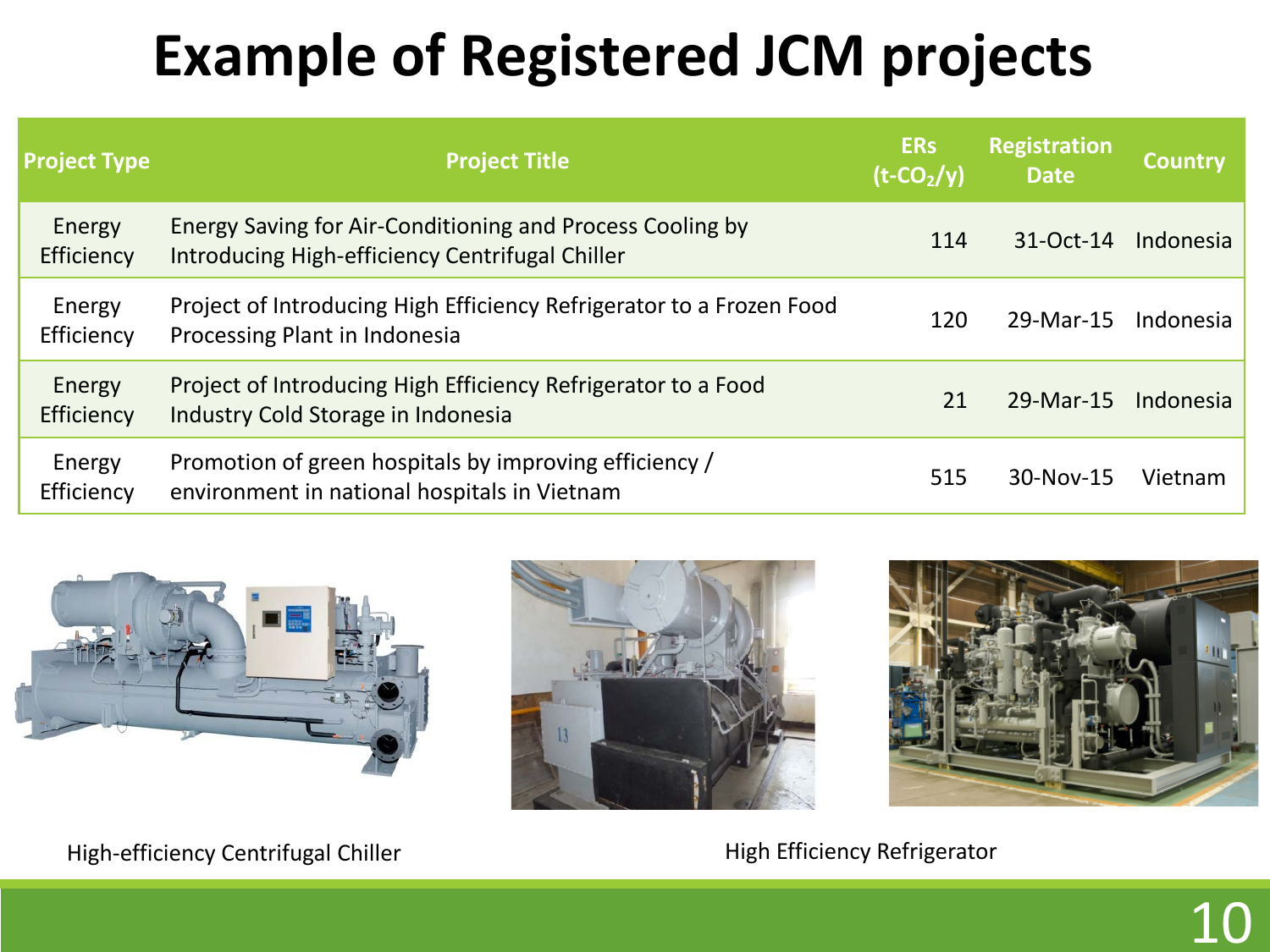# Example of Registered JCM projects

| Project Type | Project Title | ERs ($t\text{-}CO_2/y$) | Registration Date | Country |
|---|---|---|---|---|
| Energy Efficiency | Energy Saving for Air-Conditioning and Process Cooling by Introducing High-efficiency Centrifugal Chiller | 114 | 31-Oct-14 | Indonesia |
| Energy Efficiency | Project of Introducing High Efficiency Refrigerator to a Frozen Food Processing Plant in Indonesia | 120 | 29-Mar-15 | Indonesia |
| Energy Efficiency | Project of Introducing High Efficiency Refrigerator to a Food Industry Cold Storage in Indonesia | 21 | 29-Mar-15 | Indonesia |
| Energy Efficiency | Promotion of green hospitals by improving efficiency / environment in national hospitals in Vietnam | 515 | 30-Nov-15 | Vietnam |

High-efficiency Centrifugal Chiller

High Efficiency Refrigerator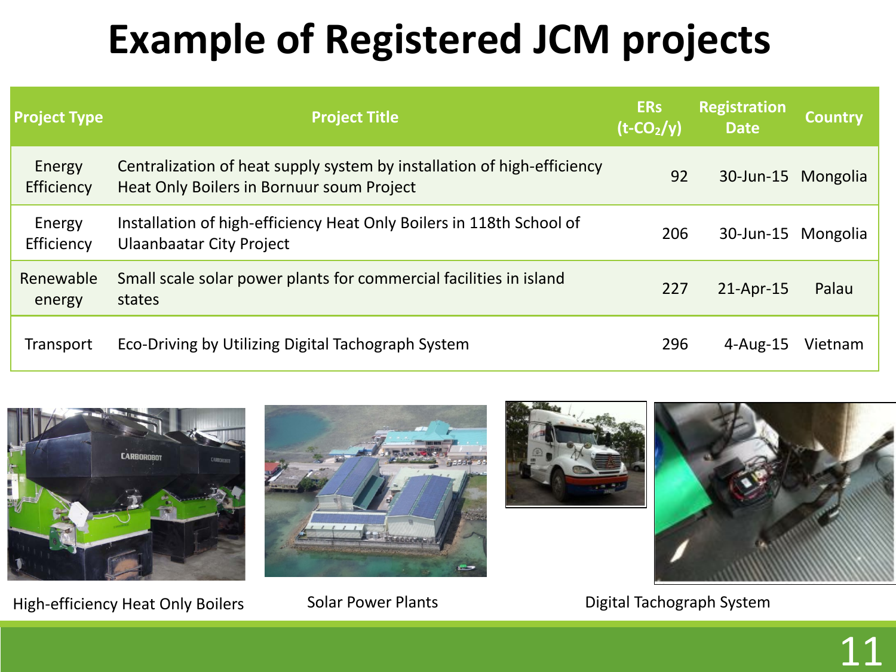# Example of Registered JCM projects

| Project Type | Project Title | ERs ($t\text{-}CO_2/y$) | Registration Date | Country |
|---|---|---|---|---|
| Energy Efficiency | Centralization of heat supply system by installation of high-efficiency Heat Only Boilers in Bornuur soum Project | 92 | 30-Jun-15 | Mongolia |
| Energy Efficiency | Installation of high-efficiency Heat Only Boilers in 118th School of Ulaanbaatar City Project | 206 | 30-Jun-15 | Mongolia |
| Renewable energy | Small scale solar power plants for commercial facilities in island states | 227 | 21-Apr-15 | Palau |
| Transport | Eco-Driving by Utilizing Digital Tachograph System | 296 | 4-Aug-15 | Vietnam |

High-efficiency Heat Only Boilers

Solar Power Plants

Digital Tachograph System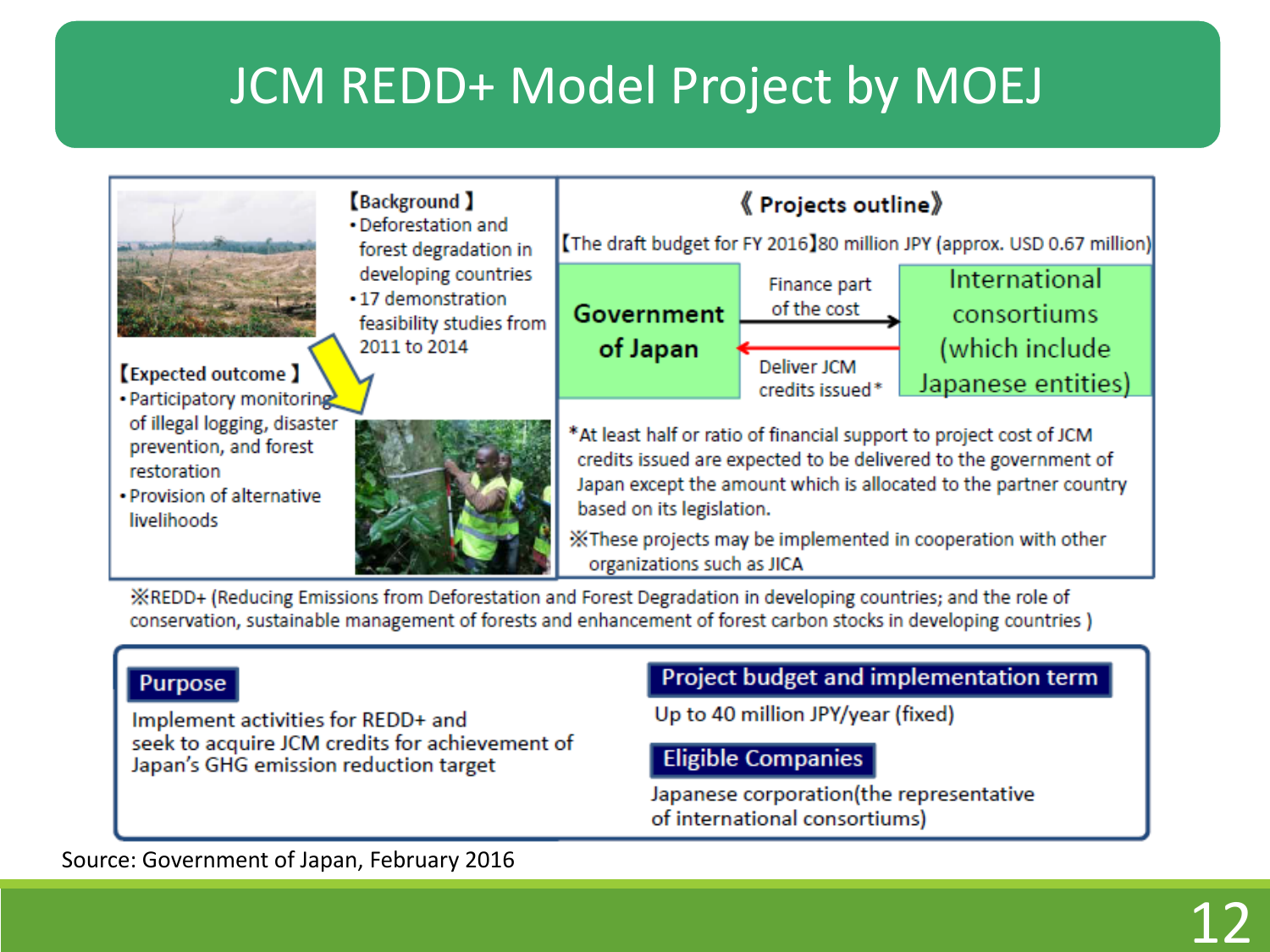# JCM REDD+ Model Project by MOEJ

【Background】
- Deforestation and forest degradation in developing countries
- 17 demonstration feasibility studies from 2011 to 2014

【Expected outcome】
- Participatory monitoring of illegal logging, disaster prevention, and forest restoration
- Provision of alternative livelihoods

《Projects outline》

【The draft budget for FY 2016】80 million JPY (approx. USD 0.67 million)

**Government of Japan** → Finance part of the cost → **International consortiums (which include Japanese entities)**

**International consortiums (which include Japanese entities)** → Deliver JCM credits issued* → **Government of Japan**

*At least half or ratio of financial support to project cost of JCM credits issued are expected to be delivered to the government of Japan except the amount which is allocated to the partner country based on its legislation.

※These projects may be implemented in cooperation with other organizations such as JICA

※REDD+ (Reducing Emissions from Deforestation and Forest Degradation in developing countries; and the role of conservation, sustainable management of forests and enhancement of forest carbon stocks in developing countries )

**Purpose**

Implement activities for REDD+ and seek to acquire JCM credits for achievement of Japan's GHG emission reduction target

**Project budget and implementation term**

Up to 40 million JPY/year (fixed)

**Eligible Companies**

Japanese corporation(the representative of international consortiums)

Source: Government of Japan, February 2016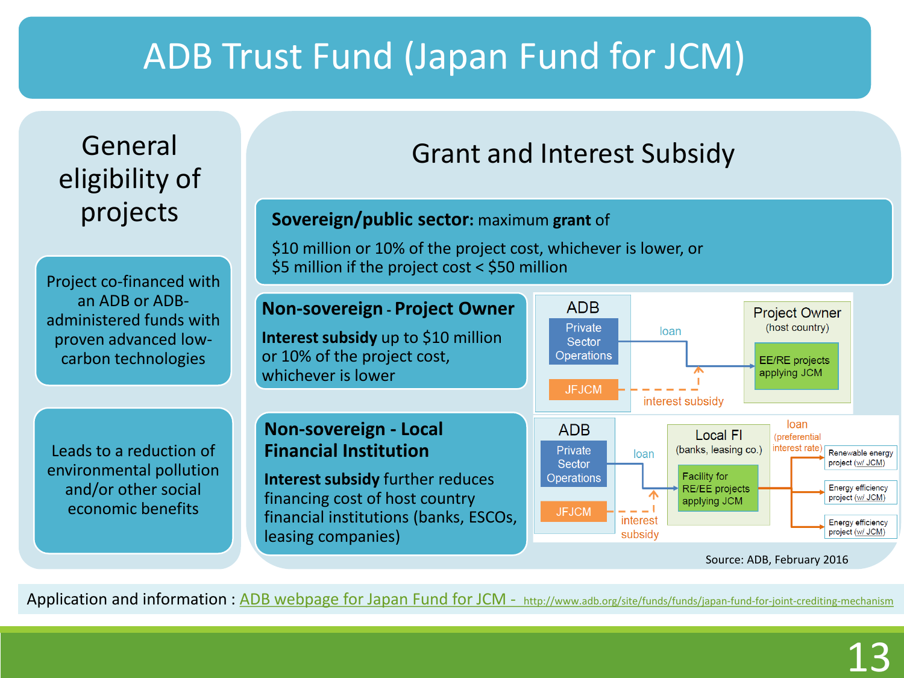# ADB Trust Fund (Japan Fund for JCM)

## General eligibility of projects

Project co-financed with an ADB or ADB-administered funds with proven advanced low-carbon technologies

Leads to a reduction of environmental pollution and/or other social economic benefits

## Grant and Interest Subsidy

**Sovereign/public sector:** maximum **grant** of

$10 million or 10% of the project cost, whichever is lower, or
$5 million if the project cost < $50 million

**Non-sovereign - Project Owner**

**Interest subsidy** up to $10 million or 10% of the project cost, whichever is lower

ADB: Private Sector Operations → loan → Project Owner (host country): EE/RE projects applying JCM
JFJCM → interest subsidy

**Non-sovereign - Local Financial Institution**

**Interest subsidy** further reduces financing cost of host country financial institutions (banks, ESCOs, leasing companies)

ADB: Private Sector Operations → loan → Local FI (banks, leasing co.): Facility for RE/EE projects applying JCM
JFJCM → interest subsidy
Local FI → loan (preferential interest rate) → Renewable energy project (w/ JCM); Energy efficiency project (w/ JCM); Energy efficiency project (w/ JCM)

Source: ADB, February 2016

Application and information : ADB webpage for Japan Fund for JCM - http://www.adb.org/site/funds/funds/japan-fund-for-joint-crediting-mechanism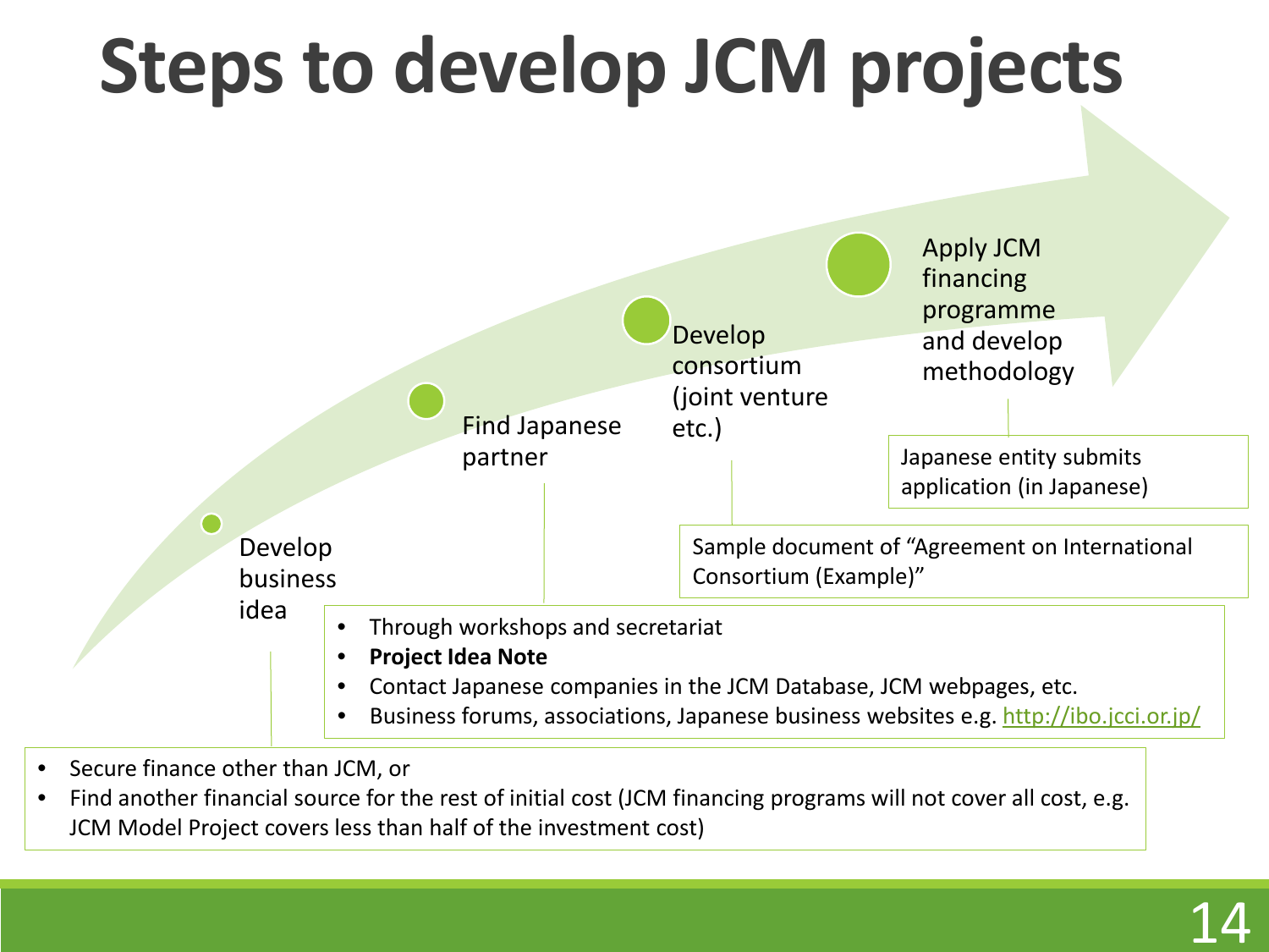# Steps to develop JCM projects

1. Develop business idea
   - Secure finance other than JCM, or
   - Find another financial source for the rest of initial cost (JCM financing programs will not cover all cost, e.g. JCM Model Project covers less than half of the investment cost)
2. Find Japanese partner
   - Through workshops and secretariat
   - **Project Idea Note**
   - Contact Japanese companies in the JCM Database, JCM webpages, etc.
   - Business forums, associations, Japanese business websites e.g. http://ibo.jcci.or.jp/
3. Develop consortium (joint venture etc.)
   - Sample document of "Agreement on International Consortium (Example)"
4. Apply JCM financing programme and develop methodology
   - Japanese entity submits application (in Japanese)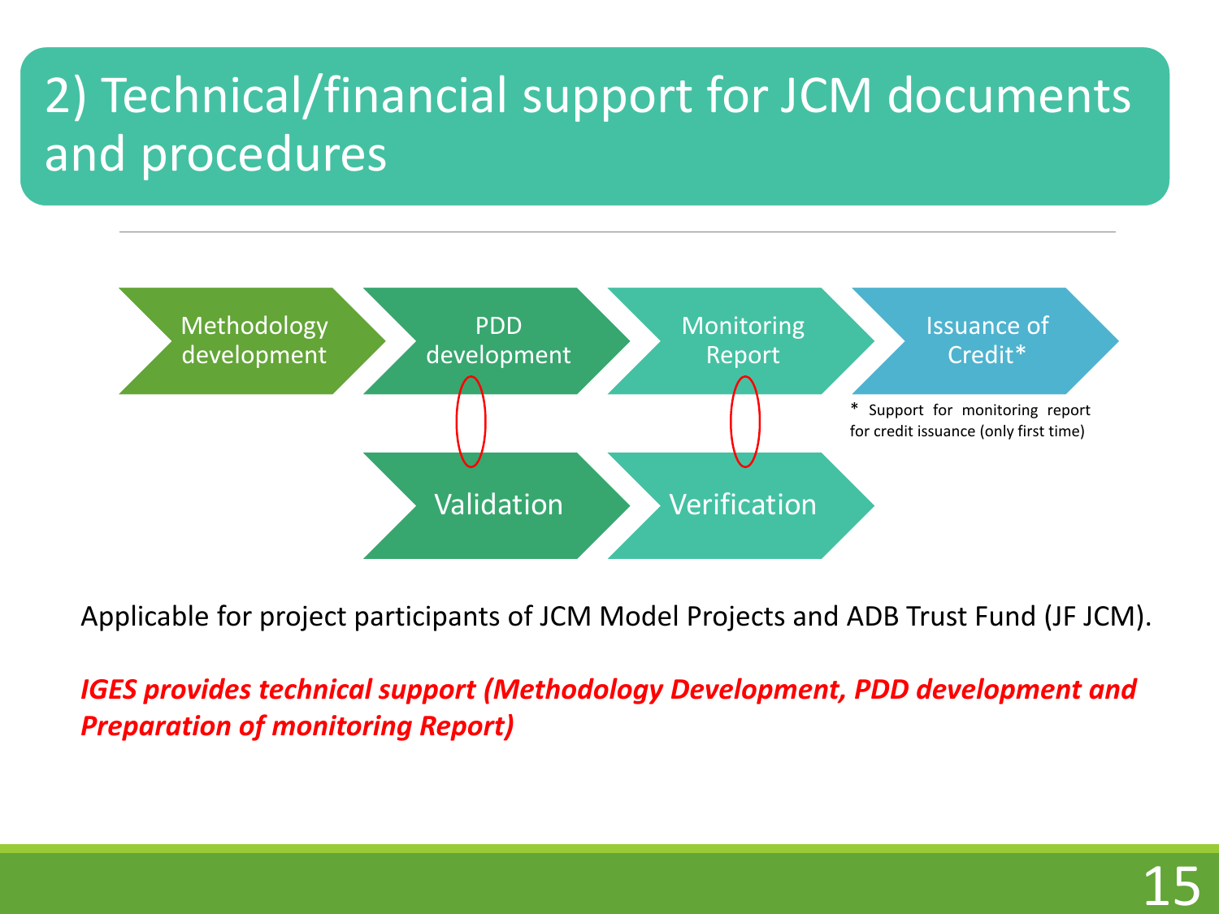# 2) Technical/financial support for JCM documents and procedures

Methodology development → PDD development → Monitoring Report → Issuance of Credit*

Validation → Verification

\* Support for monitoring report for credit issuance (only first time)

Applicable for project participants of JCM Model Projects and ADB Trust Fund (JF JCM).

***IGES provides technical support (Methodology Development, PDD development and Preparation of monitoring Report)***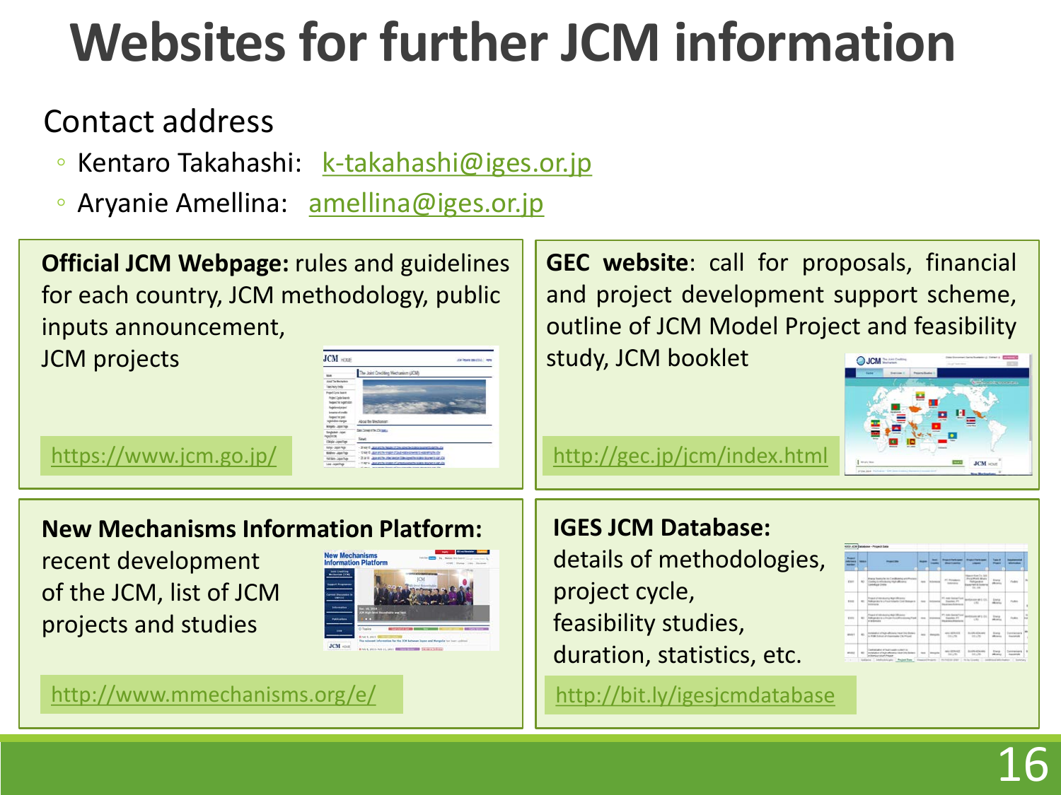# Websites for further JCM information

Contact address

- Kentaro Takahashi: k-takahashi@iges.or.jp
- Aryanie Amellina: amellina@iges.or.jp

**Official JCM Webpage:** rules and guidelines for each country, JCM methodology, public inputs announcement, JCM projects

https://www.jcm.go.jp/

**GEC website**: call for proposals, financial and project development support scheme, outline of JCM Model Project and feasibility study, JCM booklet

http://gec.jp/jcm/index.html

**New Mechanisms Information Platform:** recent development of the JCM, list of JCM projects and studies

http://www.mmechanisms.org/e/

**IGES JCM Database:** details of methodologies, project cycle, feasibility studies, duration, statistics, etc.

http://bit.ly/igesjcmdatabase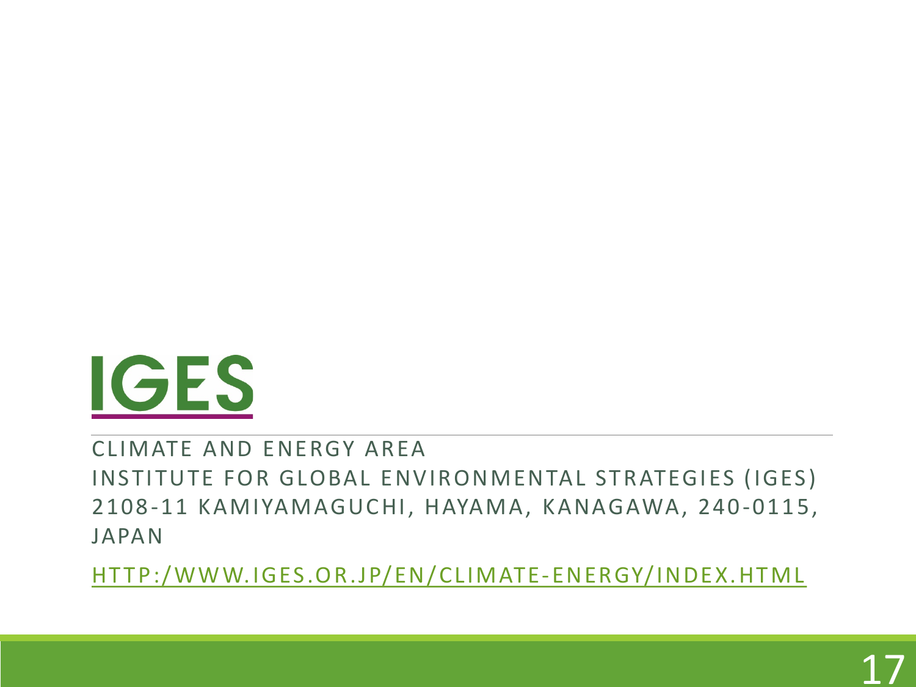IGES

CLIMATE AND ENERGY AREA
INSTITUTE FOR GLOBAL ENVIRONMENTAL STRATEGIES (IGES)
2108-11 KAMIYAMAGUCHI, HAYAMA, KANAGAWA, 240-0115, JAPAN

HTTP:/WWW.IGES.OR.JP/EN/CLIMATE-ENERGY/INDEX.HTML